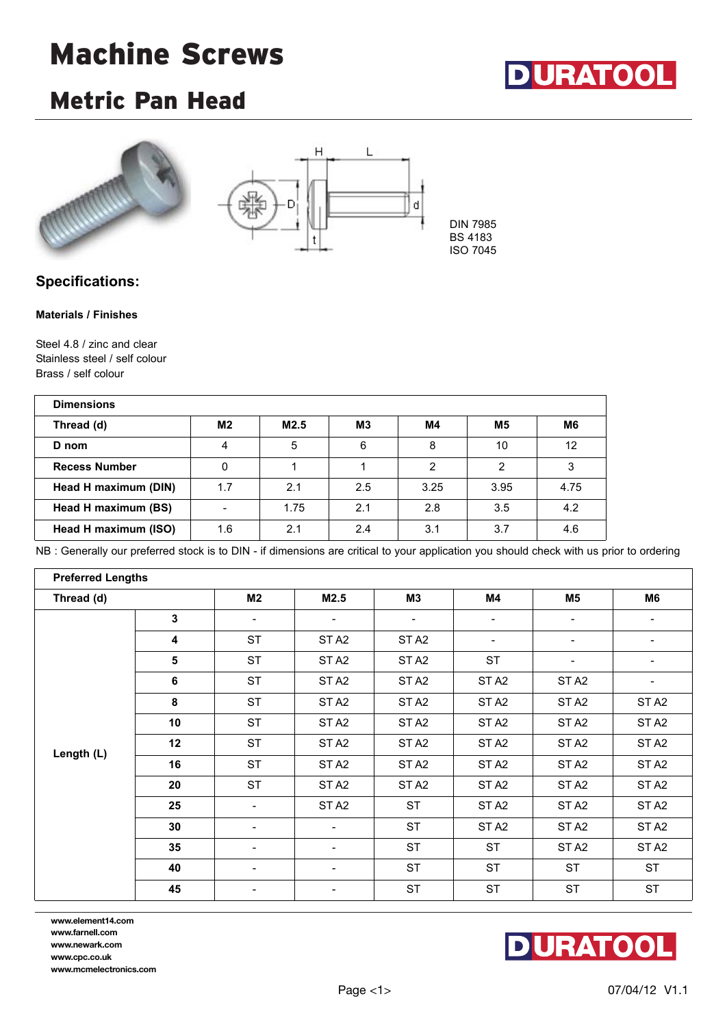# Machine Screws

## Metric Pan Head

DIN 7985
BS 4183
ISO 7045

### Specifications:

**Materials / Finishes**

Steel 4.8 / zinc and clear
Stainless steel / self colour
Brass / self colour

| Dimensions | | | | | | |
|---|---|---|---|---|---|---|
| **Thread (d)** | **M2** | **M2.5** | **M3** | **M4** | **M5** | **M6** |
| **D nom** | 4 | 5 | 6 | 8 | 10 | 12 |
| **Recess Number** | 0 | 1 | 1 | 2 | 2 | 3 |
| **Head H maximum (DIN)** | 1.7 | 2.1 | 2.5 | 3.25 | 3.95 | 4.75 |
| **Head H maximum (BS)** | - | 1.75 | 2.1 | 2.8 | 3.5 | 4.2 |
| **Head H maximum (ISO)** | 1.6 | 2.1 | 2.4 | 3.1 | 3.7 | 4.6 |

NB : Generally our preferred stock is to DIN - if dimensions are critical to your application you should check with us prior to ordering

| Preferred Lengths | | | | | | | |
|---|---|---|---|---|---|---|---|
| **Thread (d)** | | **M2** | **M2.5** | **M3** | **M4** | **M5** | **M6** |
| **Length (L)** | **3** | - | - | - | - | - | - |
| | **4** | ST | ST A2 | ST A2 | - | - | - |
| | **5** | ST | ST A2 | ST A2 | ST | - | - |
| | **6** | ST | ST A2 | ST A2 | ST A2 | ST A2 | - |
| | **8** | ST | ST A2 | ST A2 | ST A2 | ST A2 | ST A2 |
| | **10** | ST | ST A2 | ST A2 | ST A2 | ST A2 | ST A2 |
| | **12** | ST | ST A2 | ST A2 | ST A2 | ST A2 | ST A2 |
| | **16** | ST | ST A2 | ST A2 | ST A2 | ST A2 | ST A2 |
| | **20** | ST | ST A2 | ST A2 | ST A2 | ST A2 | ST A2 |
| | **25** | - | ST A2 | ST | ST A2 | ST A2 | ST A2 |
| | **30** | - | - | ST | ST A2 | ST A2 | ST A2 |
| | **35** | - | - | ST | ST | ST A2 | ST A2 |
| | **40** | - | - | ST | ST | ST | ST |
| | **45** | - | - | ST | ST | ST | ST |

www.element14.com
www.farnell.com
www.newark.com
www.cpc.co.uk
www.mcmelectronics.com

07/04/12 V1.1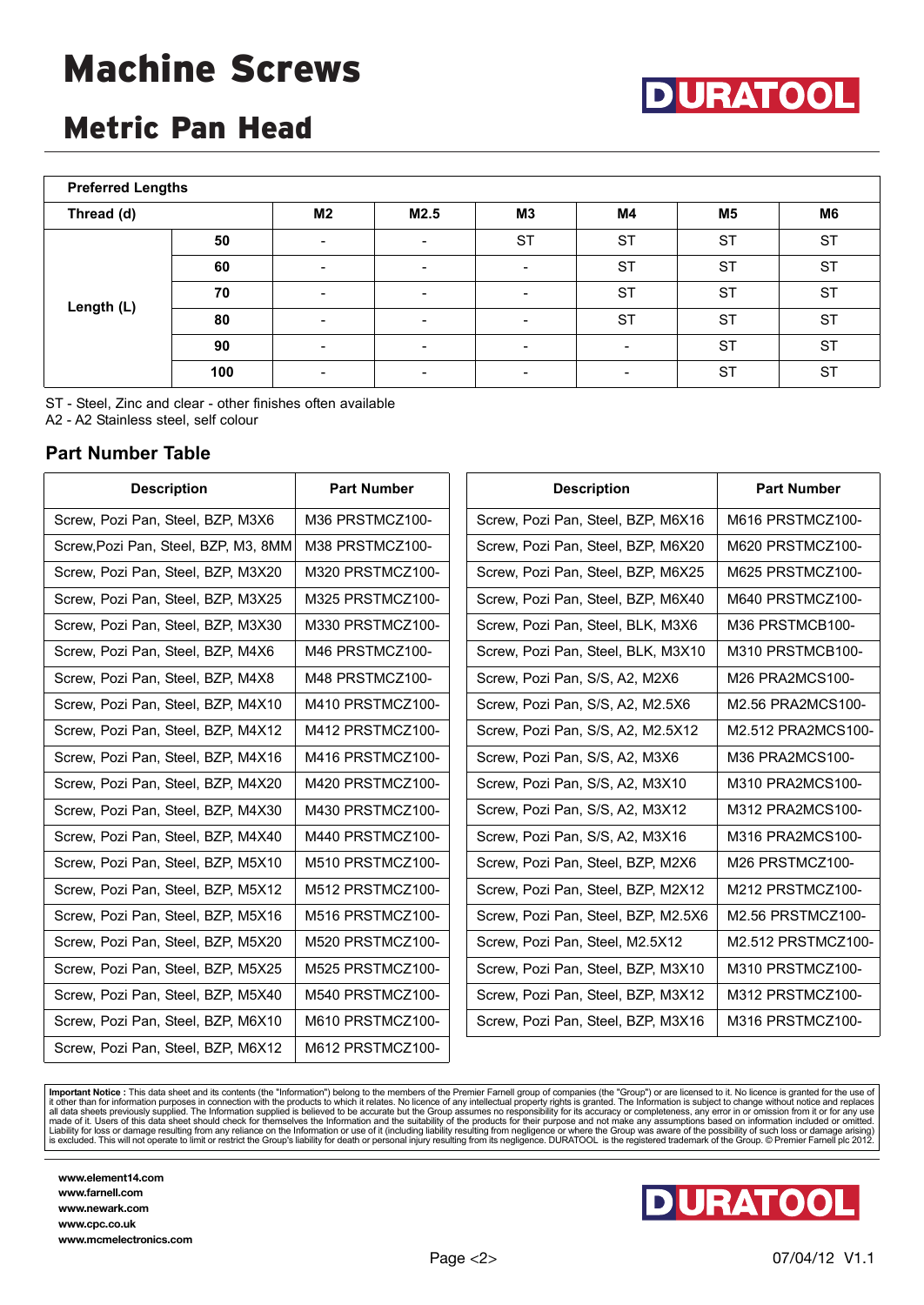# Machine Screws

## Metric Pan Head

| Preferred Lengths | | | | | | | |
|---|---|---|---|---|---|---|---|
| Thread (d) | | M2 | M2.5 | M3 | M4 | M5 | M6 |
| Length (L) | 50 | - | - | ST | ST | ST | ST |
| | 60 | - | - | - | ST | ST | ST |
| | 70 | - | - | - | ST | ST | ST |
| | 80 | - | - | - | ST | ST | ST |
| | 90 | - | - | - | - | ST | ST |
| | 100 | - | - | - | - | ST | ST |

ST - Steel, Zinc and clear - other finishes often available
A2 - A2 Stainless steel, self colour

### Part Number Table

| Description | Part Number |
|---|---|
| Screw, Pozi Pan, Steel, BZP, M3X6 | M36 PRSTMCZ100- |
| Screw,Pozi Pan, Steel, BZP, M3, 8MM | M38 PRSTMCZ100- |
| Screw, Pozi Pan, Steel, BZP, M3X20 | M320 PRSTMCZ100- |
| Screw, Pozi Pan, Steel, BZP, M3X25 | M325 PRSTMCZ100- |
| Screw, Pozi Pan, Steel, BZP, M3X30 | M330 PRSTMCZ100- |
| Screw, Pozi Pan, Steel, BZP, M4X6 | M46 PRSTMCZ100- |
| Screw, Pozi Pan, Steel, BZP, M4X8 | M48 PRSTMCZ100- |
| Screw, Pozi Pan, Steel, BZP, M4X10 | M410 PRSTMCZ100- |
| Screw, Pozi Pan, Steel, BZP, M4X12 | M412 PRSTMCZ100- |
| Screw, Pozi Pan, Steel, BZP, M4X16 | M416 PRSTMCZ100- |
| Screw, Pozi Pan, Steel, BZP, M4X20 | M420 PRSTMCZ100- |
| Screw, Pozi Pan, Steel, BZP, M4X30 | M430 PRSTMCZ100- |
| Screw, Pozi Pan, Steel, BZP, M4X40 | M440 PRSTMCZ100- |
| Screw, Pozi Pan, Steel, BZP, M5X10 | M510 PRSTMCZ100- |
| Screw, Pozi Pan, Steel, BZP, M5X12 | M512 PRSTMCZ100- |
| Screw, Pozi Pan, Steel, BZP, M5X16 | M516 PRSTMCZ100- |
| Screw, Pozi Pan, Steel, BZP, M5X20 | M520 PRSTMCZ100- |
| Screw, Pozi Pan, Steel, BZP, M5X25 | M525 PRSTMCZ100- |
| Screw, Pozi Pan, Steel, BZP, M5X40 | M540 PRSTMCZ100- |
| Screw, Pozi Pan, Steel, BZP, M6X10 | M610 PRSTMCZ100- |
| Screw, Pozi Pan, Steel, BZP, M6X12 | M612 PRSTMCZ100- |
| Screw, Pozi Pan, Steel, BZP, M6X16 | M616 PRSTMCZ100- |
| Screw, Pozi Pan, Steel, BZP, M6X20 | M620 PRSTMCZ100- |
| Screw, Pozi Pan, Steel, BZP, M6X25 | M625 PRSTMCZ100- |
| Screw, Pozi Pan, Steel, BZP, M6X40 | M640 PRSTMCZ100- |
| Screw, Pozi Pan, Steel, BLK, M3X6 | M36 PRSTMCB100- |
| Screw, Pozi Pan, Steel, BLK, M3X10 | M310 PRSTMCB100- |
| Screw, Pozi Pan, S/S, A2, M2X6 | M26 PRA2MCS100- |
| Screw, Pozi Pan, S/S, A2, M2.5X6 | M2.56 PRA2MCS100- |
| Screw, Pozi Pan, S/S, A2, M2.5X12 | M2.512 PRA2MCS100- |
| Screw, Pozi Pan, S/S, A2, M3X6 | M36 PRA2MCS100- |
| Screw, Pozi Pan, S/S, A2, M3X10 | M310 PRA2MCS100- |
| Screw, Pozi Pan, S/S, A2, M3X12 | M312 PRA2MCS100- |
| Screw, Pozi Pan, S/S, A2, M3X16 | M316 PRA2MCS100- |
| Screw, Pozi Pan, Steel, BZP, M2X6 | M26 PRSTMCZ100- |
| Screw, Pozi Pan, Steel, BZP, M2X12 | M212 PRSTMCZ100- |
| Screw, Pozi Pan, Steel, BZP, M2.5X6 | M2.56 PRSTMCZ100- |
| Screw, Pozi Pan, Steel, M2.5X12 | M2.512 PRSTMCZ100- |
| Screw, Pozi Pan, Steel, BZP, M3X10 | M310 PRSTMCZ100- |
| Screw, Pozi Pan, Steel, BZP, M3X12 | M312 PRSTMCZ100- |
| Screw, Pozi Pan, Steel, BZP, M3X16 | M316 PRSTMCZ100- |

**Important Notice :** This data sheet and its contents (the "Information") belong to the members of the Premier Farnell group of companies (the "Group") or are licensed to it. No licence is granted for the use of it other than for information purposes in connection with the products to which it relates. No licence of any intellectual property rights is granted. The Information is subject to change without notice and replaces all data sheets previously supplied. The Information supplied is believed to be accurate but the Group assumes no responsibility for its accuracy or completeness, any error in or omission from it or for any use made of it. Users of this data sheet should check for themselves the Information and the suitability of the products for their purpose and not make any assumptions based on information included or omitted. Liability for loss or damage resulting from any reliance on the Information or use of it (including liability resulting from negligence or where the Group was aware of the possibility of such loss or damage arising) is excluded. This will not operate to limit or restrict the Group's liability for death or personal injury resulting from its negligence. DURATOOL is the registered trademark of the Group. © Premier Farnell plc 2012.

**www.element14.com**
**www.farnell.com**
**www.newark.com**
**www.cpc.co.uk**
**www.mcmelectronics.com**

07/04/12 V1.1